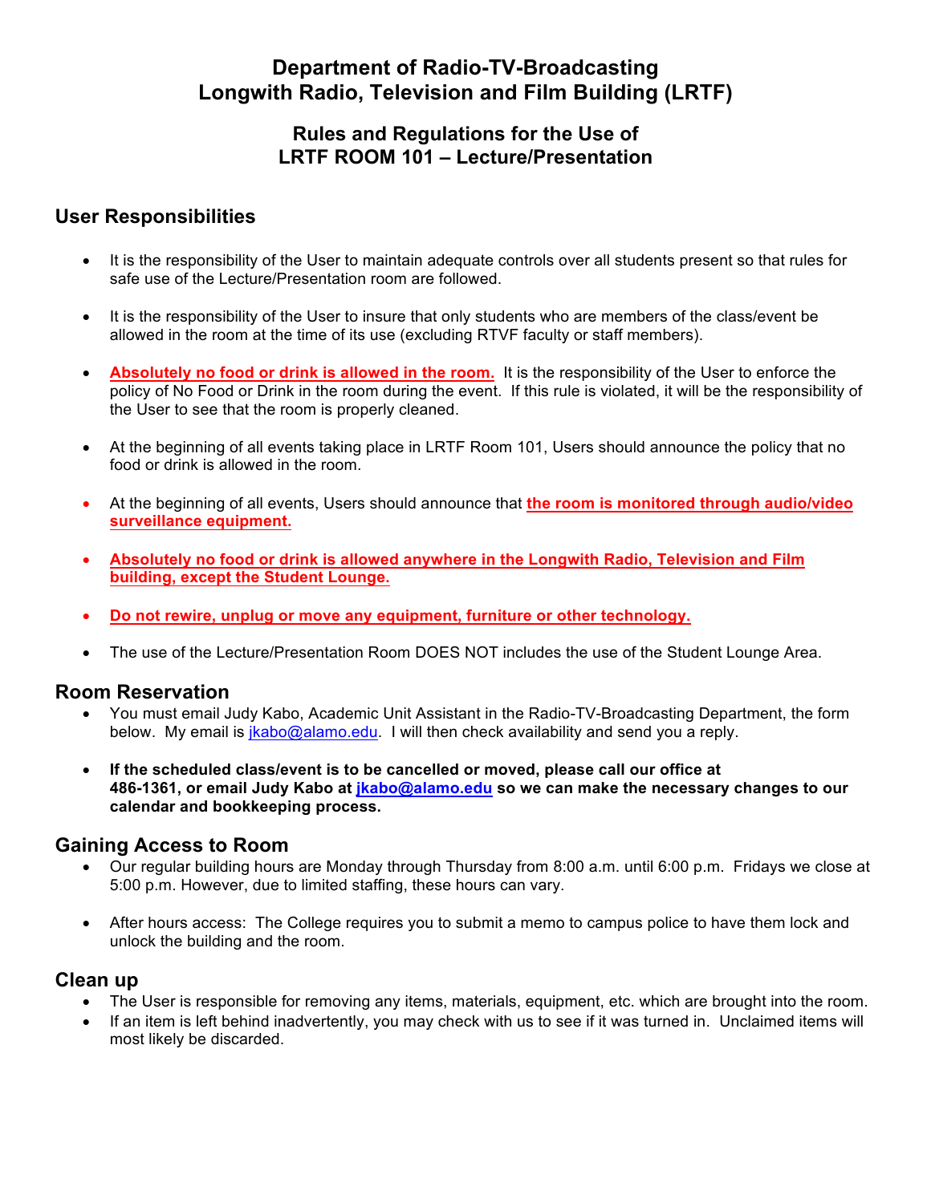# Department of Radio-TV-Broadcasting
# Longwith Radio, Television and Film Building (LRTF)

## Rules and Regulations for the Use of LRTF ROOM 101 – Lecture/Presentation

## User Responsibilities

- It is the responsibility of the User to maintain adequate controls over all students present so that rules for safe use of the Lecture/Presentation room are followed.

- It is the responsibility of the User to insure that only students who are members of the class/event be allowed in the room at the time of its use (excluding RTVF faculty or staff members).

- **Absolutely no food or drink is allowed in the room.** It is the responsibility of the User to enforce the policy of No Food or Drink in the room during the event. If this rule is violated, it will be the responsibility of the User to see that the room is properly cleaned.

- At the beginning of all events taking place in LRTF Room 101, Users should announce the policy that no food or drink is allowed in the room.

- At the beginning of all events, Users should announce that **the room is monitored through audio/video surveillance equipment.**

- **Absolutely no food or drink is allowed anywhere in the Longwith Radio, Television and Film building, except the Student Lounge.**

- **Do not rewire, unplug or move any equipment, furniture or other technology.**

- The use of the Lecture/Presentation Room DOES NOT includes the use of the Student Lounge Area.

## Room Reservation

- You must email Judy Kabo, Academic Unit Assistant in the Radio-TV-Broadcasting Department, the form below. My email is jkabo@alamo.edu. I will then check availability and send you a reply.

- **If the scheduled class/event is to be cancelled or moved, please call our office at 486-1361, or email Judy Kabo at jkabo@alamo.edu so we can make the necessary changes to our calendar and bookkeeping process.**

## Gaining Access to Room

- Our regular building hours are Monday through Thursday from 8:00 a.m. until 6:00 p.m. Fridays we close at 5:00 p.m. However, due to limited staffing, these hours can vary.

- After hours access: The College requires you to submit a memo to campus police to have them lock and unlock the building and the room.

## Clean up

- The User is responsible for removing any items, materials, equipment, etc. which are brought into the room.
- If an item is left behind inadvertently, you may check with us to see if it was turned in. Unclaimed items will most likely be discarded.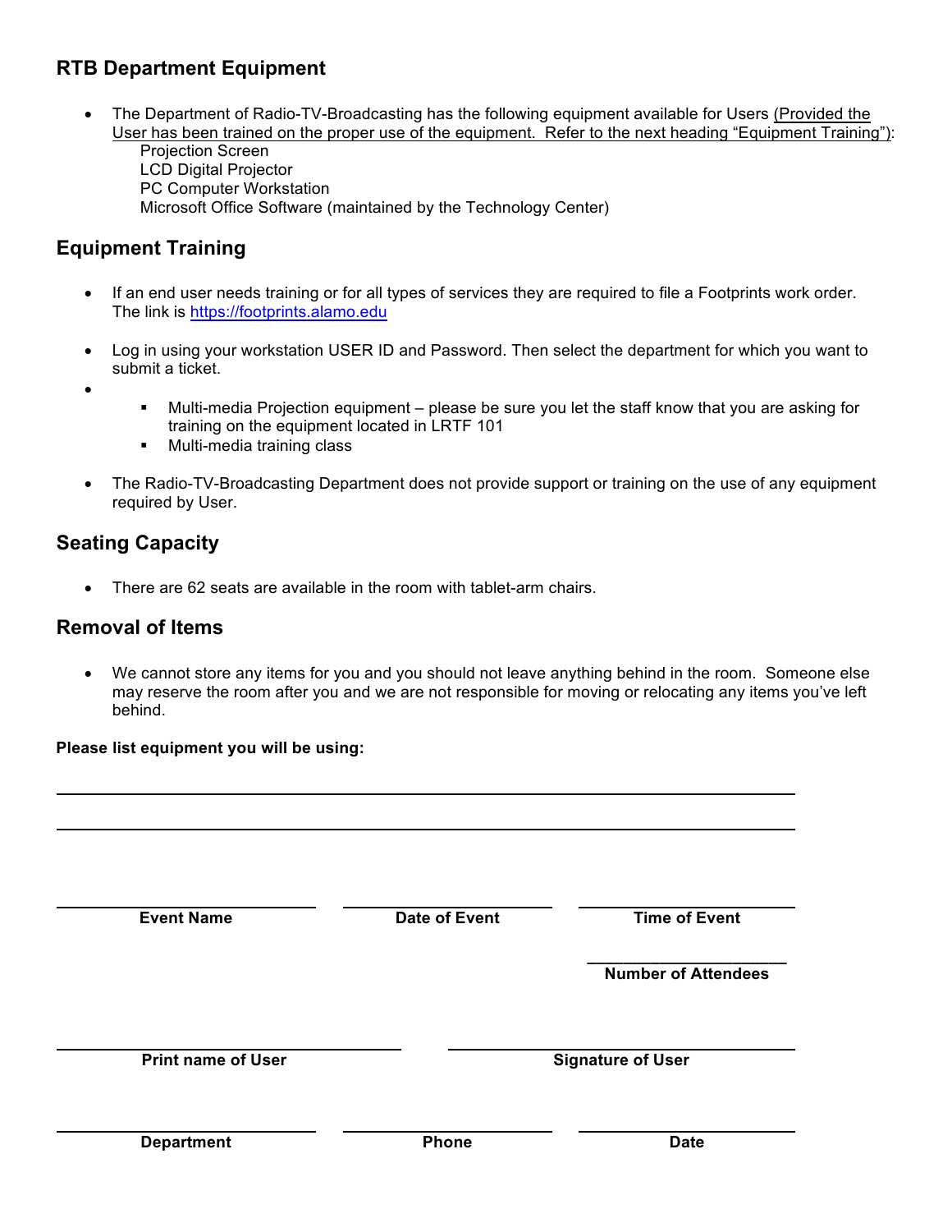## RTB Department Equipment

- The Department of Radio-TV-Broadcasting has the following equipment available for Users (Provided the User has been trained on the proper use of the equipment. Refer to the next heading "Equipment Training"):
  - Projection Screen
  - LCD Digital Projector
  - PC Computer Workstation
  - Microsoft Office Software (maintained by the Technology Center)

## Equipment Training

- If an end user needs training or for all types of services they are required to file a Footprints work order. The link is https://footprints.alamo.edu

- Log in using your workstation USER ID and Password. Then select the department for which you want to submit a ticket.

-
  - Multi-media Projection equipment – please be sure you let the staff know that you are asking for training on the equipment located in LRTF 101
  - Multi-media training class

- The Radio-TV-Broadcasting Department does not provide support or training on the use of any equipment required by User.

## Seating Capacity

- There are 62 seats are available in the room with tablet-arm chairs.

## Removal of Items

- We cannot store any items for you and you should not leave anything behind in the room. Someone else may reserve the room after you and we are not responsible for moving or relocating any items you've left behind.

**Please list equipment you will be using:**

\_\_\_\_\_\_\_\_\_\_\_\_\_\_\_\_\_\_\_\_\_\_\_\_\_\_\_\_\_\_\_\_\_\_\_\_\_\_\_\_\_\_\_\_\_\_\_\_\_\_\_\_\_\_\_\_\_\_\_\_\_\_\_\_

\_\_\_\_\_\_\_\_\_\_\_\_\_\_\_\_\_\_\_\_\_\_\_\_\_\_\_\_\_\_\_\_\_\_\_\_\_\_\_\_\_\_\_\_\_\_\_\_\_\_\_\_\_\_\_\_\_\_\_\_\_\_\_\_

**Event Name** \_\_\_\_\_\_\_\_\_\_\_\_\_\_\_\_\_\_\_\_ **Date of Event** \_\_\_\_\_\_\_\_\_\_\_\_\_\_\_\_\_\_\_\_ **Time of Event** \_\_\_\_\_\_\_\_\_\_\_\_\_\_\_\_\_\_\_\_

**Number of Attendees** \_\_\_\_\_\_\_\_\_\_\_\_\_\_\_\_\_\_\_\_

**Print name of User** \_\_\_\_\_\_\_\_\_\_\_\_\_\_\_\_\_\_\_\_ **Signature of User** \_\_\_\_\_\_\_\_\_\_\_\_\_\_\_\_\_\_\_\_

**Department** \_\_\_\_\_\_\_\_\_\_\_\_\_\_\_\_\_\_\_\_ **Phone** \_\_\_\_\_\_\_\_\_\_\_\_\_\_\_\_\_\_\_\_ **Date** \_\_\_\_\_\_\_\_\_\_\_\_\_\_\_\_\_\_\_\_